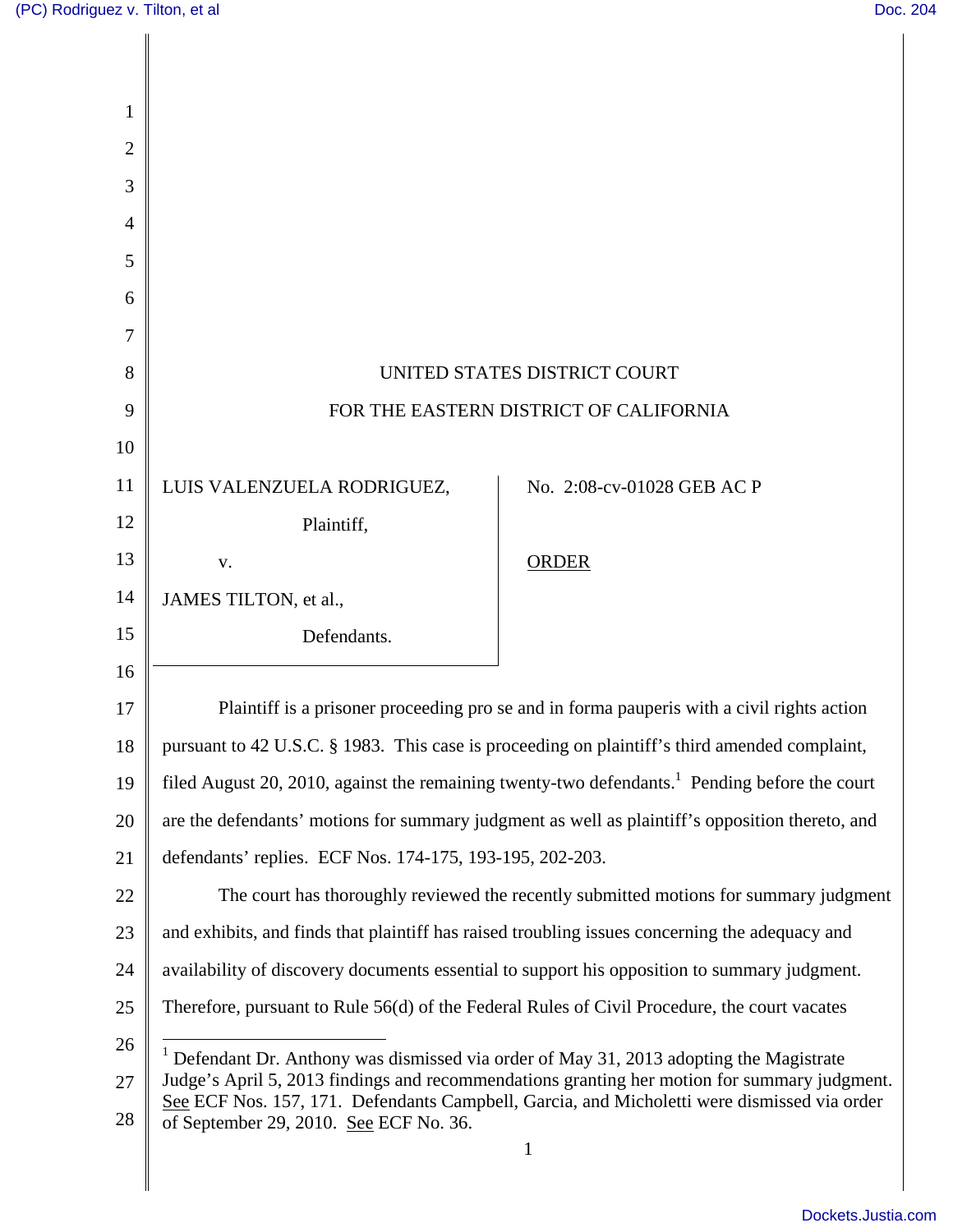UNITED STATES DISTRICT COURT

FOR THE EASTERN DISTRICT OF CALIFORNIA

LUIS VALENZUELA RODRIGUEZ,

Plaintiff,

v.

JAMES TILTON, et al.,

Defendants.

No. 2:08-cv-01028 GEB AC P

ORDER

Plaintiff is a prisoner proceeding pro se and in forma pauperis with a civil rights action pursuant to 42 U.S.C. § 1983. This case is proceeding on plaintiff's third amended complaint, filed August 20, 2010, against the remaining twenty-two defendants.[1] Pending before the court are the defendants' motions for summary judgment as well as plaintiff's opposition thereto, and defendants' replies. ECF Nos. 174-175, 193-195, 202-203.

The court has thoroughly reviewed the recently submitted motions for summary judgment and exhibits, and finds that plaintiff has raised troubling issues concerning the adequacy and availability of discovery documents essential to support his opposition to summary judgment. Therefore, pursuant to Rule 56(d) of the Federal Rules of Civil Procedure, the court vacates

[1] Defendant Dr. Anthony was dismissed via order of May 31, 2013 adopting the Magistrate Judge's April 5, 2013 findings and recommendations granting her motion for summary judgment. See ECF Nos. 157, 171. Defendants Campbell, Garcia, and Micholetti were dismissed via order of September 29, 2010. See ECF No. 36.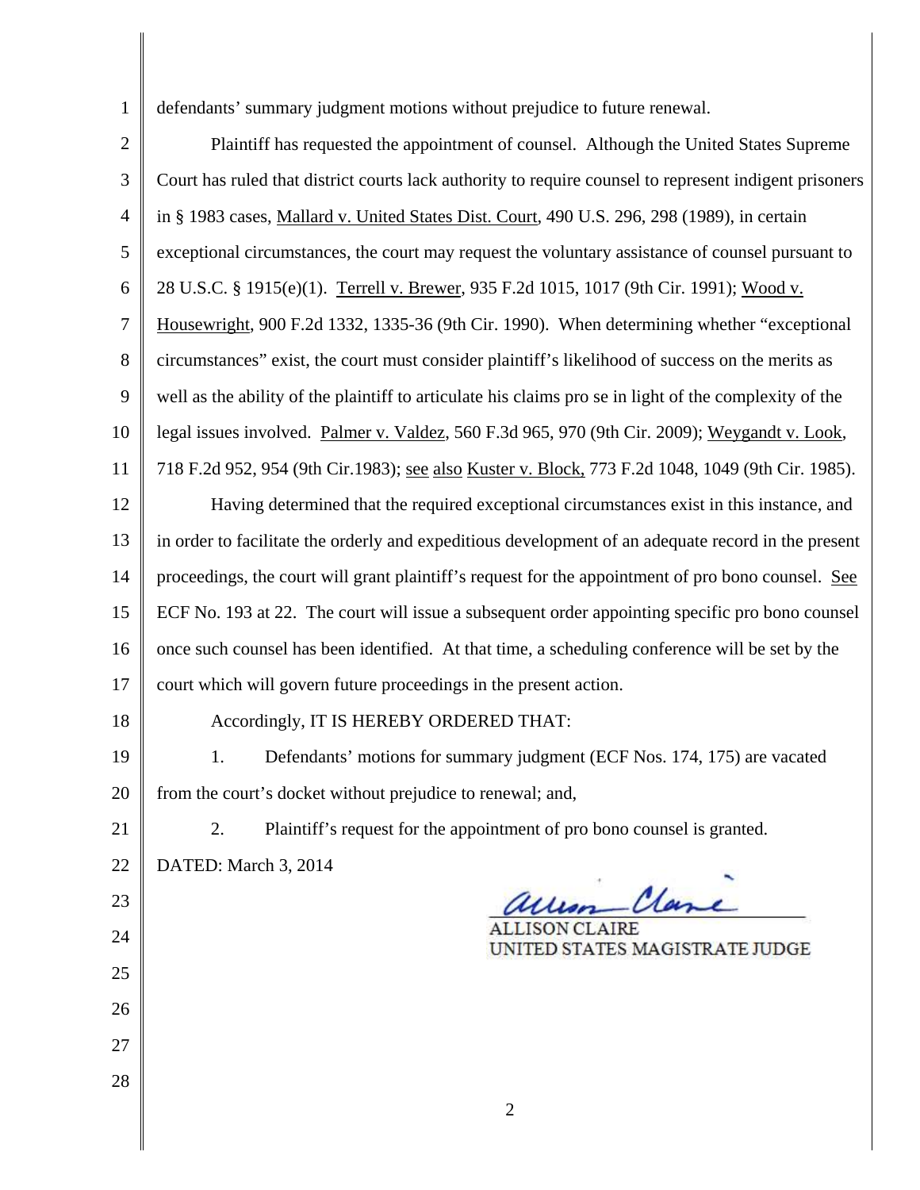defendants' summary judgment motions without prejudice to future renewal.

Plaintiff has requested the appointment of counsel. Although the United States Supreme Court has ruled that district courts lack authority to require counsel to represent indigent prisoners in § 1983 cases, Mallard v. United States Dist. Court, 490 U.S. 296, 298 (1989), in certain exceptional circumstances, the court may request the voluntary assistance of counsel pursuant to 28 U.S.C. § 1915(e)(1). Terrell v. Brewer, 935 F.2d 1015, 1017 (9th Cir. 1991); Wood v. Housewright, 900 F.2d 1332, 1335-36 (9th Cir. 1990). When determining whether "exceptional circumstances" exist, the court must consider plaintiff's likelihood of success on the merits as well as the ability of the plaintiff to articulate his claims pro se in light of the complexity of the legal issues involved. Palmer v. Valdez, 560 F.3d 965, 970 (9th Cir. 2009); Weygandt v. Look, 718 F.2d 952, 954 (9th Cir.1983); see also Kuster v. Block, 773 F.2d 1048, 1049 (9th Cir. 1985).

Having determined that the required exceptional circumstances exist in this instance, and in order to facilitate the orderly and expeditious development of an adequate record in the present proceedings, the court will grant plaintiff's request for the appointment of pro bono counsel. See ECF No. 193 at 22. The court will issue a subsequent order appointing specific pro bono counsel once such counsel has been identified. At that time, a scheduling conference will be set by the court which will govern future proceedings in the present action.

Accordingly, IT IS HEREBY ORDERED THAT:

1. Defendants' motions for summary judgment (ECF Nos. 174, 175) are vacated from the court's docket without prejudice to renewal; and,

2. Plaintiff's request for the appointment of pro bono counsel is granted.

DATED: March 3, 2014

ALLISON CLAIRE
UNITED STATES MAGISTRATE JUDGE